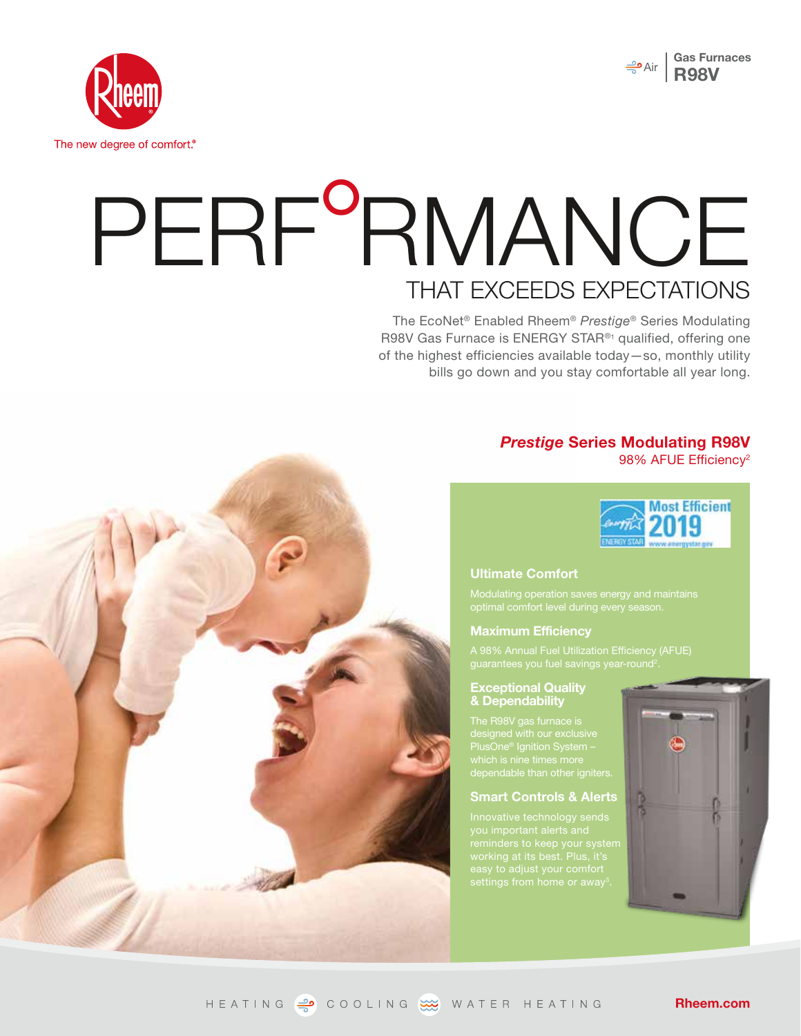Rheem

The new degree of comfort.®

Air | Gas Furnaces **R98V**

# PERFORMANCE

## THAT EXCEEDS EXPECTATIONS

The EcoNet® Enabled Rheem® *Prestige*® Series Modulating R98V Gas Furnace is ENERGY STAR®[1] qualified, offering one of the highest efficiencies available today—so, monthly utility bills go down and you stay comfortable all year long.

## *Prestige* Series Modulating R98V

98% AFUE Efficiency[2]

ENERGY STAR Most Efficient 2019 www.energystar.gov

### Ultimate Comfort

Modulating operation saves energy and maintains optimal comfort level during every season.

### Maximum Efficiency

A 98% Annual Fuel Utilization Efficiency (AFUE) guarantees you fuel savings year-round[2].

### Exceptional Quality & Dependability

The R98V gas furnace is designed with our exclusive PlusOne® Ignition System – which is nine times more dependable than other igniters.

### Smart Controls & Alerts

Innovative technology sends you important alerts and reminders to keep your system working at its best. Plus, it's easy to adjust your comfort settings from home or away[3].

HEATING COOLING WATER HEATING

Rheem.com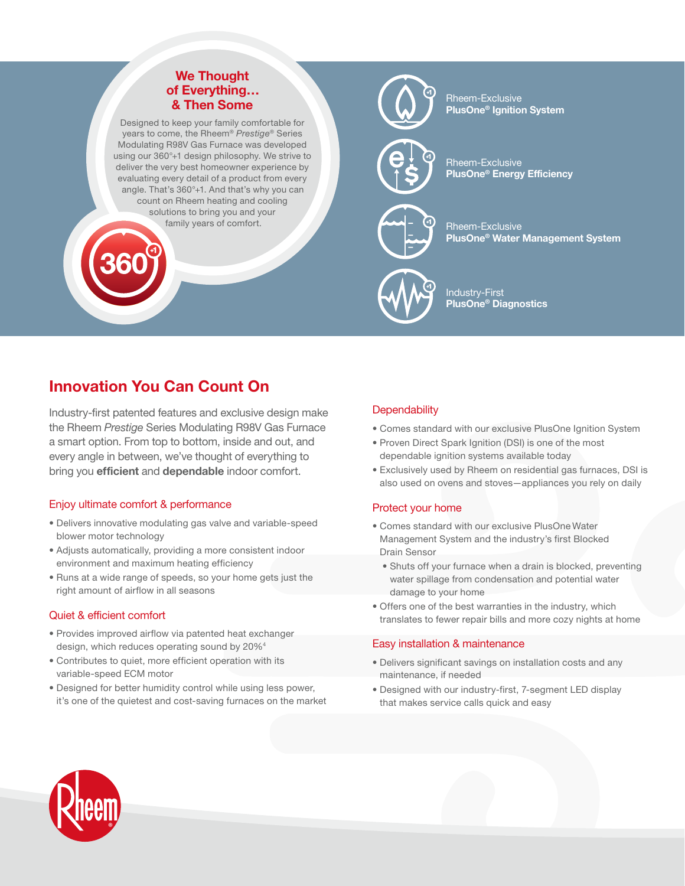## We Thought of Everything… & Then Some

Designed to keep your family comfortable for years to come, the Rheem® *Prestige®* Series Modulating R98V Gas Furnace was developed using our 360°+1 design philosophy. We strive to deliver the very best homeowner experience by evaluating every detail of a product from every angle. That's 360°+1. And that's why you can count on Rheem heating and cooling solutions to bring you and your family years of comfort.

Rheem-Exclusive
**PlusOne® Ignition System**

Rheem-Exclusive
**PlusOne® Energy Efficiency**

Rheem-Exclusive
**PlusOne® Water Management System**

Industry-First
**PlusOne® Diagnostics**

## Innovation You Can Count On

Industry-first patented features and exclusive design make the Rheem *Prestige* Series Modulating R98V Gas Furnace a smart option. From top to bottom, inside and out, and every angle in between, we've thought of everything to bring you **efficient** and **dependable** indoor comfort.

### Enjoy ultimate comfort & performance

- Delivers innovative modulating gas valve and variable-speed blower motor technology
- Adjusts automatically, providing a more consistent indoor environment and maximum heating efficiency
- Runs at a wide range of speeds, so your home gets just the right amount of airflow in all seasons

### Quiet & efficient comfort

- Provides improved airflow via patented heat exchanger design, which reduces operating sound by 20%[4]
- Contributes to quiet, more efficient operation with its variable-speed ECM motor
- Designed for better humidity control while using less power, it's one of the quietest and cost-saving furnaces on the market

### Dependability

- Comes standard with our exclusive PlusOne Ignition System
- Proven Direct Spark Ignition (DSI) is one of the most dependable ignition systems available today
- Exclusively used by Rheem on residential gas furnaces, DSI is also used on ovens and stoves—appliances you rely on daily

### Protect your home

- Comes standard with our exclusive PlusOne Water Management System and the industry's first Blocked Drain Sensor
  - Shuts off your furnace when a drain is blocked, preventing water spillage from condensation and potential water damage to your home
- Offers one of the best warranties in the industry, which translates to fewer repair bills and more cozy nights at home

### Easy installation & maintenance

- Delivers significant savings on installation costs and any maintenance, if needed
- Designed with our industry-first, 7-segment LED display that makes service calls quick and easy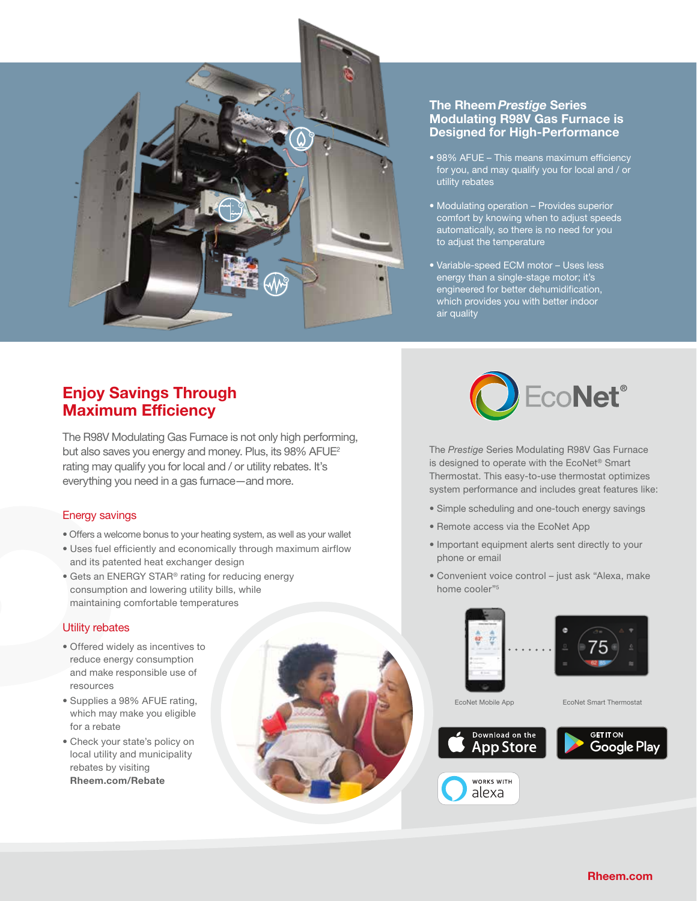## The Rheem *Prestige* Series Modulating R98V Gas Furnace is Designed for High-Performance

- 98% AFUE – This means maximum efficiency for you, and may qualify you for local and / or utility rebates
- Modulating operation – Provides superior comfort by knowing when to adjust speeds automatically, so there is no need for you to adjust the temperature
- Variable-speed ECM motor – Uses less energy than a single-stage motor; it's engineered for better dehumidification, which provides you with better indoor air quality

## Enjoy Savings Through Maximum Efficiency

The R98V Modulating Gas Furnace is not only high performing, but also saves you energy and money. Plus, its 98% AFUE[2] rating may qualify you for local and / or utility rebates. It's everything you need in a gas furnace—and more.

### Energy savings

- Offers a welcome bonus to your heating system, as well as your wallet
- Uses fuel efficiently and economically through maximum airflow and its patented heat exchanger design
- Gets an ENERGY STAR® rating for reducing energy consumption and lowering utility bills, while maintaining comfortable temperatures

### Utility rebates

- Offered widely as incentives to reduce energy consumption and make responsible use of resources
- Supplies a 98% AFUE rating, which may make you eligible for a rebate
- Check your state's policy on local utility and municipality rebates by visiting **Rheem.com/Rebate**

## EcoNet®

The *Prestige* Series Modulating R98V Gas Furnace is designed to operate with the EcoNet® Smart Thermostat. This easy-to-use thermostat optimizes system performance and includes great features like:

- Simple scheduling and one-touch energy savings
- Remote access via the EcoNet App
- Important equipment alerts sent directly to your phone or email
- Convenient voice control – just ask "Alexa, make home cooler"[5]

EcoNet Mobile App

EcoNet Smart Thermostat

Download on the App Store

GET IT ON Google Play

WORKS WITH alexa

**Rheem.com**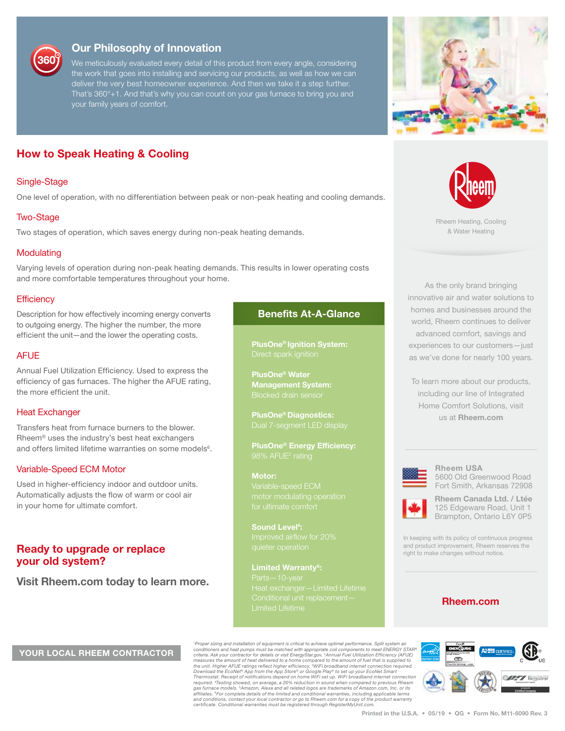## Our Philosophy of Innovation

We meticulously evaluated every detail of this product from every angle, considering the work that goes into installing and servicing our products, as well as how we can deliver the very best homeowner experience. And then we take it a step further. That's 360°+1. And that's why you can count on your gas furnace to bring you and your family years of comfort.

## How to Speak Heating & Cooling

### Single-Stage

One level of operation, with no differentiation between peak or non-peak heating and cooling demands.

### Two-Stage

Two stages of operation, which saves energy during non-peak heating demands.

### Modulating

Varying levels of operation during non-peak heating demands. This results in lower operating costs and more comfortable temperatures throughout your home.

### Efficiency

Description for how effectively incoming energy converts to outgoing energy. The higher the number, the more efficient the unit—and the lower the operating costs.

### AFUE

Annual Fuel Utilization Efficiency. Used to express the efficiency of gas furnaces. The higher the AFUE rating, the more efficient the unit.

### Heat Exchanger

Transfers heat from furnace burners to the blower. Rheem® uses the industry's best heat exchangers and offers limited lifetime warranties on some models[6].

### Variable-Speed ECM Motor

Used in higher-efficiency indoor and outdoor units. Automatically adjusts the flow of warm or cool air in your home for ultimate comfort.

## Ready to upgrade or replace your old system?

**Visit Rheem.com today to learn more.**

## Benefits At-A-Glance

**PlusOne® Ignition System:**
Direct spark ignition

**PlusOne® Water Management System:**
Blocked drain sensor

**PlusOne® Diagnostics:**
Dual 7-segment LED display

**PlusOne® Energy Efficiency:**
98% AFUE[2] rating

**Motor:**
Variable-speed ECM motor modulating operation for ultimate comfort

**Sound Level[4]:**
Improved airflow for 20% quieter operation

**Limited Warranty[6]:**
Parts—10-year
Heat exchanger—Limited Lifetime
Conditional unit replacement—Limited Lifetime

Rheem Heating, Cooling & Water Heating

As the only brand bringing innovative air and water solutions to homes and businesses around the world, Rheem continues to deliver advanced comfort, savings and experiences to our customers—just as we've done for nearly 100 years.

To learn more about our products, including our line of Integrated Home Comfort Solutions, visit us at **Rheem.com**

**Rheem USA**
5600 Old Greenwood Road
Fort Smith, Arkansas 72908

**Rheem Canada Ltd. / Ltée**
125 Edgeware Road, Unit 1
Brampton, Ontario L6Y 0P5

In keeping with its policy of continuous progress and product improvement, Rheem reserves the right to make changes without notice.

**Rheem.com**

**YOUR LOCAL RHEEM CONTRACTOR**

*[1]Proper sizing and installation of equipment is critical to achieve optimal performance. Split system air conditioners and heat pumps must be matched with appropriate coil components to meet ENERGY STAR® criteria. Ask your contractor for details or visit EnergyStar.gov. [2]Annual Fuel Utilization Efficiency (AFUE) measures the amount of heat delivered to a home compared to the amount of fuel that is supplied to the unit. Higher AFUE ratings reflect higher efficiency. [3]WiFi broadband internet connection required. Download the EcoNet® App from the App Store® or Google Play® to set up your EcoNet Smart Thermostat. Receipt of notifications depend on home WiFi set up. WiFi broadband internet connection required. [4]Testing showed, on average, a 20% reduction in sound when compared to previous Rheem gas furnace models. [5]Amazon, Alexa and all related logos are trademarks of Amazon.com, Inc. or its affiliates. [6]For complete details of the limited and conditional warranties, including applicable terms and conditions, contact your local contractor or go to Rheem.com for a copy of the product warranty certificate. Conditional warranties must be registered through RegisterMyUnit.com.*

Printed in the U.S.A. • 05/19 • QG • Form No. M11-6090 Rev. 3